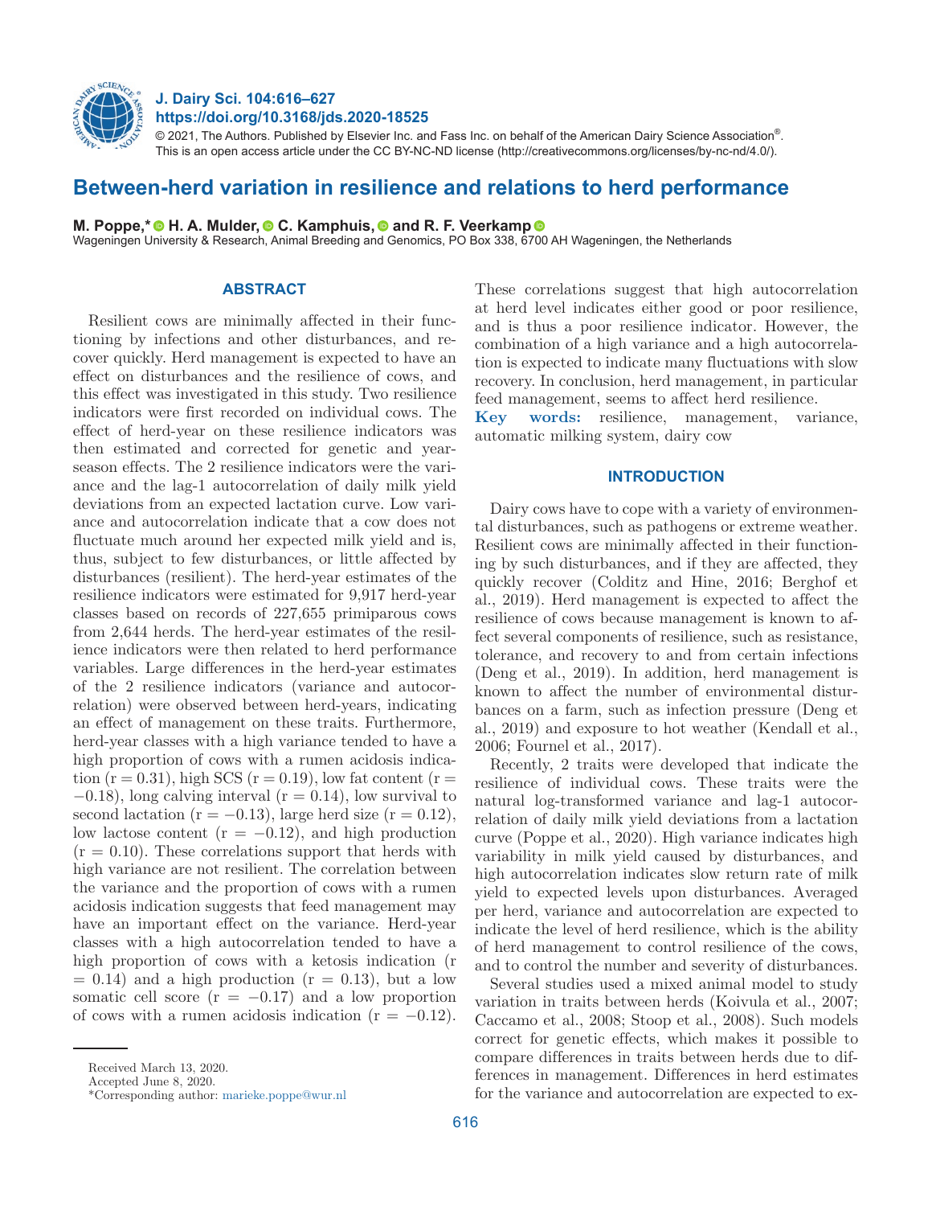# Between-herd variation in resilience and relations to herd performance

**M. Poppe,* H. A. Mulder, C. Kamphuis, and R. F. Veerkamp**

Wageningen University & Research, Animal Breeding and Genomics, PO Box 338, 6700 AH Wageningen, the Netherlands

## ABSTRACT

Resilient cows are minimally affected in their functioning by infections and other disturbances, and recover quickly. Herd management is expected to have an effect on disturbances and the resilience of cows, and this effect was investigated in this study. Two resilience indicators were first recorded on individual cows. The effect of herd-year on these resilience indicators was then estimated and corrected for genetic and year-season effects. The 2 resilience indicators were the variance and the lag-1 autocorrelation of daily milk yield deviations from an expected lactation curve. Low variance and autocorrelation indicate that a cow does not fluctuate much around her expected milk yield and is, thus, subject to few disturbances, or little affected by disturbances (resilient). The herd-year estimates of the resilience indicators were estimated for 9,917 herd-year classes based on records of 227,655 primiparous cows from 2,644 herds. The herd-year estimates of the resilience indicators were then related to herd performance variables. Large differences in the herd-year estimates of the 2 resilience indicators (variance and autocorrelation) were observed between herd-years, indicating an effect of management on these traits. Furthermore, herd-year classes with a high variance tended to have a high proportion of cows with a rumen acidosis indication ($r = 0.31$), high SCS ($r = 0.19$), low fat content ($r = -0.18$), long calving interval ($r = 0.14$), low survival to second lactation ($r = -0.13$), large herd size ($r = 0.12$), low lactose content ($r = -0.12$), and high production ($r = 0.10$). These correlations support that herds with high variance are not resilient. The correlation between the variance and the proportion of cows with a rumen acidosis indication suggests that feed management may have an important effect on the variance. Herd-year classes with a high autocorrelation tended to have a high proportion of cows with a ketosis indication ($r = 0.14$) and a high production ($r = 0.13$), but a low somatic cell score ($r = -0.17$) and a low proportion of cows with a rumen acidosis indication ($r = -0.12$). These correlations suggest that high autocorrelation at herd level indicates either good or poor resilience, and is thus a poor resilience indicator. However, the combination of a high variance and a high autocorrelation is expected to indicate many fluctuations with slow recovery. In conclusion, herd management, in particular feed management, seems to affect herd resilience.

**Key words:** resilience, management, variance, automatic milking system, dairy cow

## INTRODUCTION

Dairy cows have to cope with a variety of environmental disturbances, such as pathogens or extreme weather. Resilient cows are minimally affected in their functioning by such disturbances, and if they are affected, they quickly recover (Colditz and Hine, 2016; Berghof et al., 2019). Herd management is expected to affect the resilience of cows because management is known to affect several components of resilience, such as resistance, tolerance, and recovery to and from certain infections (Deng et al., 2019). In addition, herd management is known to affect the number of environmental disturbances on a farm, such as infection pressure (Deng et al., 2019) and exposure to hot weather (Kendall et al., 2006; Fournel et al., 2017).

Recently, 2 traits were developed that indicate the resilience of individual cows. These traits were the natural log-transformed variance and lag-1 autocorrelation of daily milk yield deviations from a lactation curve (Poppe et al., 2020). High variance indicates high variability in milk yield caused by disturbances, and high autocorrelation indicates slow return rate of milk yield to expected levels upon disturbances. Averaged per herd, variance and autocorrelation are expected to indicate the level of herd resilience, which is the ability of herd management to control resilience of the cows, and to control the number and severity of disturbances.

Several studies used a mixed animal model to study variation in traits between herds (Koivula et al., 2007; Caccamo et al., 2008; Stoop et al., 2008). Such models correct for genetic effects, which makes it possible to compare differences in traits between herds due to differences in management. Differences in herd estimates for the variance and autocorrelation are expected to ex-

Received March 13, 2020.

Accepted June 8, 2020.

*Corresponding author: marieke.poppe@wur.nl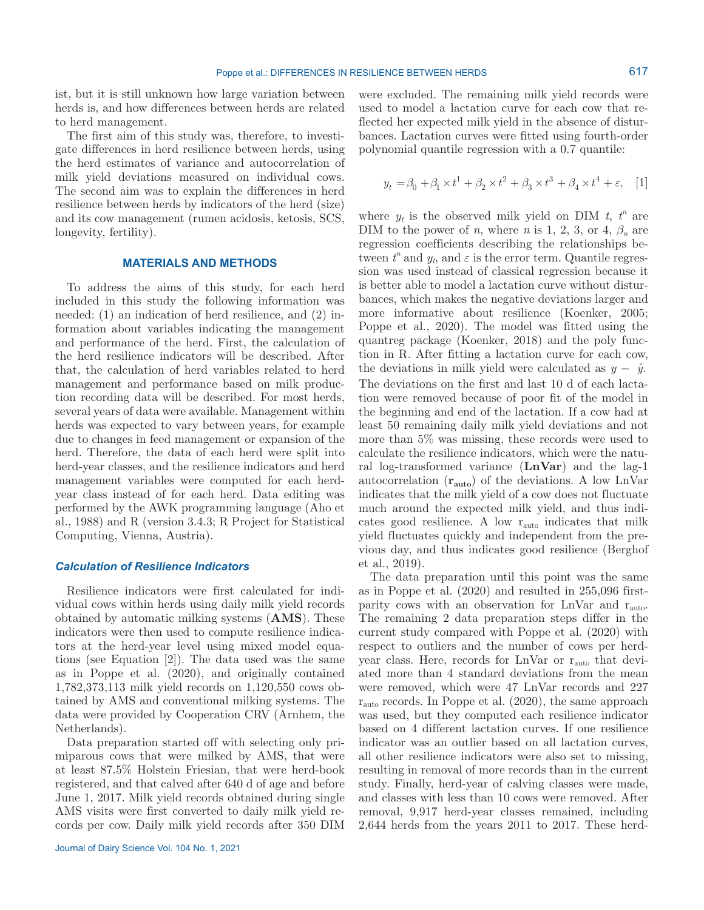ist, but it is still unknown how large variation between herds is, and how differences between herds are related to herd management.

The first aim of this study was, therefore, to investigate differences in herd resilience between herds, using the herd estimates of variance and autocorrelation of milk yield deviations measured on individual cows. The second aim was to explain the differences in herd resilience between herds by indicators of the herd (size) and its cow management (rumen acidosis, ketosis, SCS, longevity, fertility).

## MATERIALS AND METHODS

To address the aims of this study, for each herd included in this study the following information was needed: (1) an indication of herd resilience, and (2) information about variables indicating the management and performance of the herd. First, the calculation of the herd resilience indicators will be described. After that, the calculation of herd variables related to herd management and performance based on milk production recording data will be described. For most herds, several years of data were available. Management within herds was expected to vary between years, for example due to changes in feed management or expansion of the herd. Therefore, the data of each herd were split into herd-year classes, and the resilience indicators and herd management variables were computed for each herd-year class instead of for each herd. Data editing was performed by the AWK programming language (Aho et al., 1988) and R (version 3.4.3; R Project for Statistical Computing, Vienna, Austria).

### *Calculation of Resilience Indicators*

Resilience indicators were first calculated for individual cows within herds using daily milk yield records obtained by automatic milking systems (**AMS**). These indicators were then used to compute resilience indicators at the herd-year level using mixed model equations (see Equation [2]). The data used was the same as in Poppe et al. (2020), and originally contained 1,782,373,113 milk yield records on 1,120,550 cows obtained by AMS and conventional milking systems. The data were provided by Cooperation CRV (Arnhem, the Netherlands).

Data preparation started off with selecting only primiparous cows that were milked by AMS, that were at least 87.5% Holstein Friesian, that were herd-book registered, and that calved after 640 d of age and before June 1, 2017. Milk yield records obtained during single AMS visits were first converted to daily milk yield records per cow. Daily milk yield records after 350 DIM were excluded. The remaining milk yield records were used to model a lactation curve for each cow that reflected her expected milk yield in the absence of disturbances. Lactation curves were fitted using fourth-order polynomial quantile regression with a 0.7 quantile:

$$y_t = \beta_0 + \beta_1 \times t^1 + \beta_2 \times t^2 + \beta_3 \times t^3 + \beta_4 \times t^4 + \varepsilon, \quad [1]$$

where $y_t$ is the observed milk yield on DIM $t$, $t^n$ are DIM to the power of $n$, where $n$ is 1, 2, 3, or 4, $\beta_n$ are regression coefficients describing the relationships between $t^n$ and $y_t$, and $\varepsilon$ is the error term. Quantile regression was used instead of classical regression because it is better able to model a lactation curve without disturbances, which makes the negative deviations larger and more informative about resilience (Koenker, 2005; Poppe et al., 2020). The model was fitted using the quantreg package (Koenker, 2018) and the poly function in R. After fitting a lactation curve for each cow, the deviations in milk yield were calculated as $y - \hat{y}$. The deviations on the first and last 10 d of each lactation were removed because of poor fit of the model in the beginning and end of the lactation. If a cow had at least 50 remaining daily milk yield deviations and not more than 5% was missing, these records were used to calculate the resilience indicators, which were the natural log-transformed variance (**LnVar**) and the lag-1 autocorrelation ($\mathbf{r_{auto}}$) of the deviations. A low LnVar indicates that the milk yield of a cow does not fluctuate much around the expected milk yield, and thus indicates good resilience. A low $r_{auto}$ indicates that milk yield fluctuates quickly and independent from the previous day, and thus indicates good resilience (Berghof et al., 2019).

The data preparation until this point was the same as in Poppe et al. (2020) and resulted in 255,096 first-parity cows with an observation for LnVar and $r_{auto}$. The remaining 2 data preparation steps differ in the current study compared with Poppe et al. (2020) with respect to outliers and the number of cows per herd-year class. Here, records for LnVar or $r_{auto}$ that deviated more than 4 standard deviations from the mean were removed, which were 47 LnVar records and 227 $r_{auto}$ records. In Poppe et al. (2020), the same approach was used, but they computed each resilience indicator based on 4 different lactation curves. If one resilience indicator was an outlier based on all lactation curves, all other resilience indicators were also set to missing, resulting in removal of more records than in the current study. Finally, herd-year of calving classes were made, and classes with less than 10 cows were removed. After removal, 9,917 herd-year classes remained, including 2,644 herds from the years 2011 to 2017. These herd-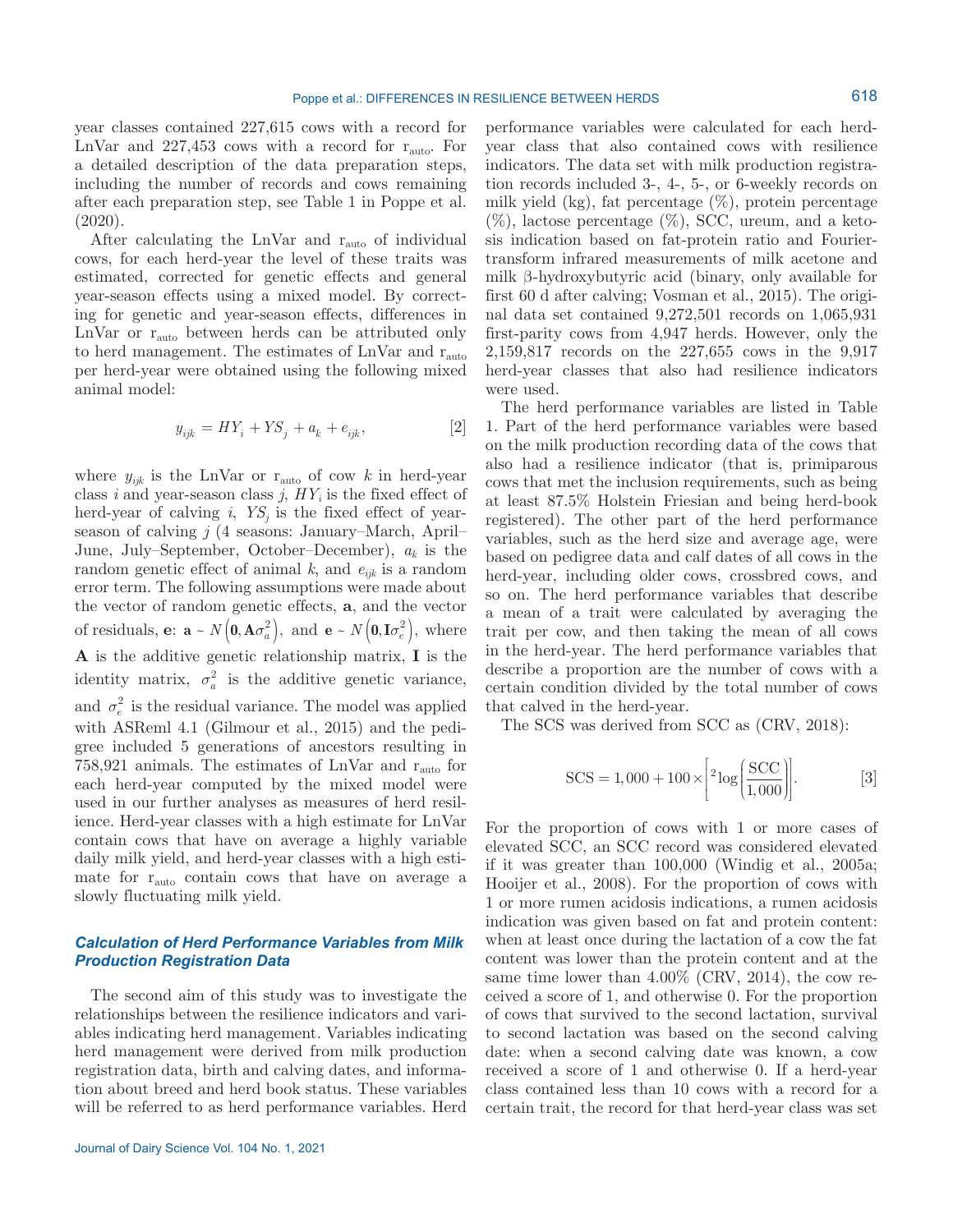year classes contained 227,615 cows with a record for LnVar and 227,453 cows with a record for $r_{auto}$. For a detailed description of the data preparation steps, including the number of records and cows remaining after each preparation step, see Table 1 in Poppe et al. (2020).

After calculating the LnVar and $r_{auto}$ of individual cows, for each herd-year the level of these traits was estimated, corrected for genetic effects and general year-season effects using a mixed model. By correcting for genetic and year-season effects, differences in LnVar or $r_{auto}$ between herds can be attributed only to herd management. The estimates of LnVar and $r_{auto}$ per herd-year were obtained using the following mixed animal model:

$$y_{ijk} = HY_i + YS_j + a_k + e_{ijk}, \qquad [2]$$

where $y_{ijk}$ is the LnVar or $r_{auto}$ of cow $k$ in herd-year class $i$ and year-season class $j$, $HY_i$ is the fixed effect of herd-year of calving $i$, $YS_j$ is the fixed effect of year-season of calving $j$ (4 seasons: January–March, April–June, July–September, October–December), $a_k$ is the random genetic effect of animal $k$, and $e_{ijk}$ is a random error term. The following assumptions were made about the vector of random genetic effects, $\mathbf{a}$, and the vector of residuals, $\mathbf{e}$: $\mathbf{a} \sim N\left(\mathbf{0}, \mathbf{A}\sigma_a^2\right)$, and $\mathbf{e} \sim N\left(\mathbf{0}, \mathbf{I}\sigma_e^2\right)$, where $\mathbf{A}$ is the additive genetic relationship matrix, $\mathbf{I}$ is the identity matrix, $\sigma_a^2$ is the additive genetic variance, and $\sigma_e^2$ is the residual variance. The model was applied with ASReml 4.1 (Gilmour et al., 2015) and the pedigree included 5 generations of ancestors resulting in 758,921 animals. The estimates of LnVar and $r_{auto}$ for each herd-year computed by the mixed model were used in our further analyses as measures of herd resilience. Herd-year classes with a high estimate for LnVar contain cows that have on average a highly variable daily milk yield, and herd-year classes with a high estimate for $r_{auto}$ contain cows that have on average a slowly fluctuating milk yield.

### *Calculation of Herd Performance Variables from Milk Production Registration Data*

The second aim of this study was to investigate the relationships between the resilience indicators and variables indicating herd management. Variables indicating herd management were derived from milk production registration data, birth and calving dates, and information about breed and herd book status. These variables will be referred to as herd performance variables. Herd performance variables were calculated for each herd-year class that also contained cows with resilience indicators. The data set with milk production registration records included 3-, 4-, 5-, or 6-weekly records on milk yield (kg), fat percentage (%), protein percentage (%), lactose percentage (%), SCC, ureum, and a ketosis indication based on fat-protein ratio and Fourier-transform infrared measurements of milk acetone and milk β-hydroxybutyric acid (binary, only available for first 60 d after calving; Vosman et al., 2015). The original data set contained 9,272,501 records on 1,065,931 first-parity cows from 4,947 herds. However, only the 2,159,817 records on the 227,655 cows in the 9,917 herd-year classes that also had resilience indicators were used.

The herd performance variables are listed in Table 1. Part of the herd performance variables were based on the milk production recording data of the cows that also had a resilience indicator (that is, primiparous cows that met the inclusion requirements, such as being at least 87.5% Holstein Friesian and being herd-book registered). The other part of the herd performance variables, such as the herd size and average age, were based on pedigree data and calf dates of all cows in the herd-year, including older cows, crossbred cows, and so on. The herd performance variables that describe a mean of a trait were calculated by averaging the trait per cow, and then taking the mean of all cows in the herd-year. The herd performance variables that describe a proportion are the number of cows with a certain condition divided by the total number of cows that calved in the herd-year.

The SCS was derived from SCC as (CRV, 2018):

$$\text{SCS} = 1{,}000 + 100 \times \left[{}^{2}\log\left(\frac{\text{SCC}}{1{,}000}\right)\right]. \qquad [3]$$

For the proportion of cows with 1 or more cases of elevated SCC, an SCC record was considered elevated if it was greater than 100,000 (Windig et al., 2005a; Hooijer et al., 2008). For the proportion of cows with 1 or more rumen acidosis indications, a rumen acidosis indication was given based on fat and protein content: when at least once during the lactation of a cow the fat content was lower than the protein content and at the same time lower than 4.00% (CRV, 2014), the cow received a score of 1, and otherwise 0. For the proportion of cows that survived to the second lactation, survival to second lactation was based on the second calving date: when a second calving date was known, a cow received a score of 1 and otherwise 0. If a herd-year class contained less than 10 cows with a record for a certain trait, the record for that herd-year class was set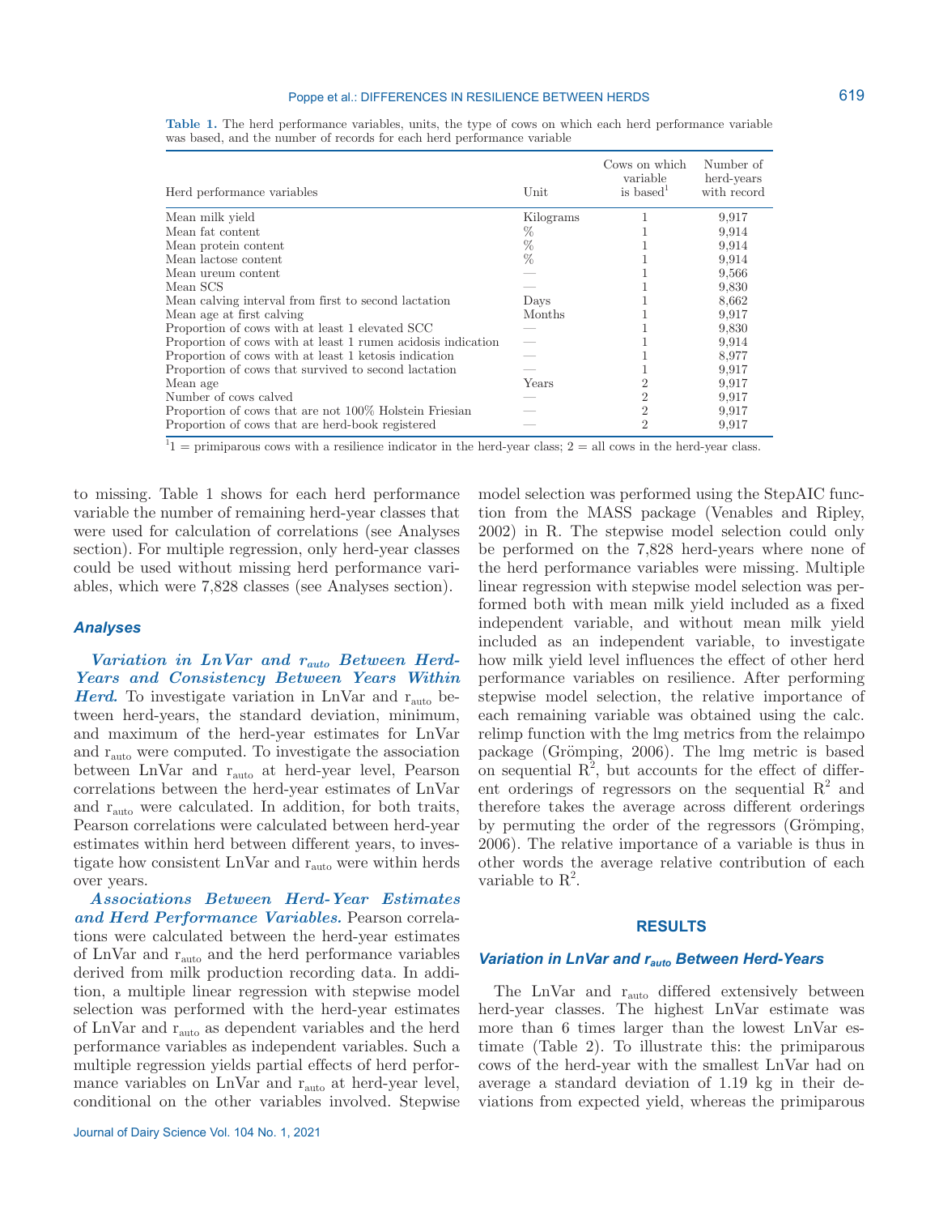**Table 1.** The herd performance variables, units, the type of cows on which each herd performance variable was based, and the number of records for each herd performance variable

| Herd performance variables | Unit | Cows on which variable is based[1] | Number of herd-years with record |
|---|---|---|---|
| Mean milk yield | Kilograms | 1 | 9,917 |
| Mean fat content | % | 1 | 9,914 |
| Mean protein content | % | 1 | 9,914 |
| Mean lactose content | % | 1 | 9,914 |
| Mean ureum content | — | 1 | 9,566 |
| Mean SCS | — | 1 | 9,830 |
| Mean calving interval from first to second lactation | Days | 1 | 8,662 |
| Mean age at first calving | Months | 1 | 9,917 |
| Proportion of cows with at least 1 elevated SCC | — | 1 | 9,830 |
| Proportion of cows with at least 1 rumen acidosis indication | — | 1 | 9,914 |
| Proportion of cows with at least 1 ketosis indication | — | 1 | 8,977 |
| Proportion of cows that survived to second lactation | — | 1 | 9,917 |
| Mean age | Years | 2 | 9,917 |
| Number of cows calved | — | 2 | 9,917 |
| Proportion of cows that are not 100% Holstein Friesian | — | 2 | 9,917 |
| Proportion of cows that are herd-book registered | — | 2 | 9,917 |

[1]1 = primiparous cows with a resilience indicator in the herd-year class; 2 = all cows in the herd-year class.

to missing. Table 1 shows for each herd performance variable the number of remaining herd-year classes that were used for calculation of correlations (see Analyses section). For multiple regression, only herd-year classes could be used without missing herd performance variables, which were 7,828 classes (see Analyses section).

### Analyses

***Variation in LnVar and $r_{auto}$ Between Herd-Years and Consistency Between Years Within Herd.*** To investigate variation in LnVar and $r_{auto}$ between herd-years, the standard deviation, minimum, and maximum of the herd-year estimates for LnVar and $r_{auto}$ were computed. To investigate the association between LnVar and $r_{auto}$ at herd-year level, Pearson correlations between the herd-year estimates of LnVar and $r_{auto}$ were calculated. In addition, for both traits, Pearson correlations were calculated between herd-year estimates within herd between different years, to investigate how consistent LnVar and $r_{auto}$ were within herds over years.

***Associations Between Herd-Year Estimates and Herd Performance Variables.*** Pearson correlations were calculated between the herd-year estimates of LnVar and $r_{auto}$ and the herd performance variables derived from milk production recording data. In addition, a multiple linear regression with stepwise model selection was performed with the herd-year estimates of LnVar and $r_{auto}$ as dependent variables and the herd performance variables as independent variables. Such a multiple regression yields partial effects of herd performance variables on LnVar and $r_{auto}$ at herd-year level, conditional on the other variables involved. Stepwise model selection was performed using the StepAIC function from the MASS package (Venables and Ripley, 2002) in R. The stepwise model selection could only be performed on the 7,828 herd-years where none of the herd performance variables were missing. Multiple linear regression with stepwise model selection was performed both with mean milk yield included as a fixed independent variable, and without mean milk yield included as an independent variable, to investigate how milk yield level influences the effect of other herd performance variables on resilience. After performing stepwise model selection, the relative importance of each remaining variable was obtained using the calc.relimp function with the lmg metrics from the relaimpo package (Grömping, 2006). The lmg metric is based on sequential $R^2$, but accounts for the effect of different orderings of regressors on the sequential $R^2$ and therefore takes the average across different orderings by permuting the order of the regressors (Grömping, 2006). The relative importance of a variable is thus in other words the average relative contribution of each variable to $R^2$.

## RESULTS

### Variation in LnVar and $r_{auto}$ Between Herd-Years

The LnVar and $r_{auto}$ differed extensively between herd-year classes. The highest LnVar estimate was more than 6 times larger than the lowest LnVar estimate (Table 2). To illustrate this: the primiparous cows of the herd-year with the smallest LnVar had on average a standard deviation of 1.19 kg in their deviations from expected yield, whereas the primiparous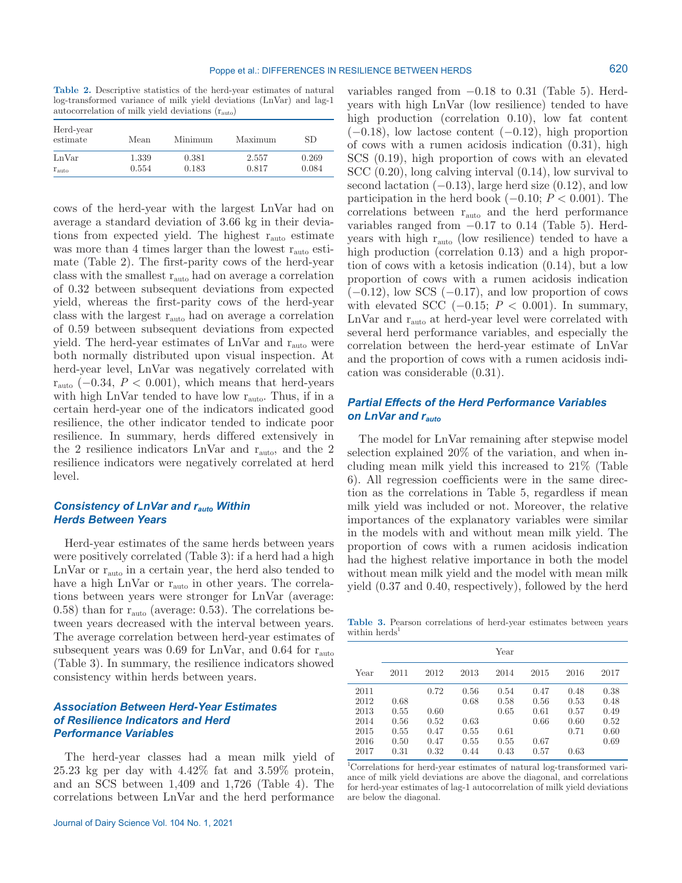**Table 2.** Descriptive statistics of the herd-year estimates of natural log-transformed variance of milk yield deviations (LnVar) and lag-1 autocorrelation of milk yield deviations ($r_{auto}$)

| Herd-year estimate | Mean | Minimum | Maximum | SD |
|---|---|---|---|---|
| LnVar | 1.339 | 0.381 | 2.557 | 0.269 |
| $r_{auto}$ | 0.554 | 0.183 | 0.817 | 0.084 |

cows of the herd-year with the largest LnVar had on average a standard deviation of 3.66 kg in their deviations from expected yield. The highest $r_{auto}$ estimate was more than 4 times larger than the lowest $r_{auto}$ estimate (Table 2). The first-parity cows of the herd-year class with the smallest $r_{auto}$ had on average a correlation of 0.32 between subsequent deviations from expected yield, whereas the first-parity cows of the herd-year class with the largest $r_{auto}$ had on average a correlation of 0.59 between subsequent deviations from expected yield. The herd-year estimates of LnVar and $r_{auto}$ were both normally distributed upon visual inspection. At herd-year level, LnVar was negatively correlated with $r_{auto}$ (−0.34, $P < 0.001$), which means that herd-years with high LnVar tended to have low $r_{auto}$. Thus, if in a certain herd-year one of the indicators indicated good resilience, the other indicator tended to indicate poor resilience. In summary, herds differed extensively in the 2 resilience indicators LnVar and $r_{auto}$, and the 2 resilience indicators were negatively correlated at herd level.

### *Consistency of LnVar and $r_{auto}$ Within Herds Between Years*

Herd-year estimates of the same herds between years were positively correlated (Table 3): if a herd had a high LnVar or $r_{auto}$ in a certain year, the herd also tended to have a high LnVar or $r_{auto}$ in other years. The correlations between years were stronger for LnVar (average: 0.58) than for $r_{auto}$ (average: 0.53). The correlations between years decreased with the interval between years. The average correlation between herd-year estimates of subsequent years was 0.69 for LnVar, and 0.64 for $r_{auto}$ (Table 3). In summary, the resilience indicators showed consistency within herds between years.

### *Association Between Herd-Year Estimates of Resilience Indicators and Herd Performance Variables*

The herd-year classes had a mean milk yield of 25.23 kg per day with 4.42% fat and 3.59% protein, and an SCS between 1,409 and 1,726 (Table 4). The correlations between LnVar and the herd performance variables ranged from −0.18 to 0.31 (Table 5). Herd-years with high LnVar (low resilience) tended to have high production (correlation 0.10), low fat content (−0.18), low lactose content (−0.12), high proportion of cows with a rumen acidosis indication (0.31), high SCS (0.19), high proportion of cows with an elevated SCC (0.20), long calving interval (0.14), low survival to second lactation (−0.13), large herd size (0.12), and low participation in the herd book (−0.10; $P < 0.001$). The correlations between $r_{auto}$ and the herd performance variables ranged from −0.17 to 0.14 (Table 5). Herd-years with high $r_{auto}$ (low resilience) tended to have a high production (correlation 0.13) and a high proportion of cows with a ketosis indication (0.14), but a low proportion of cows with a rumen acidosis indication (−0.12), low SCS (−0.17), and low proportion of cows with elevated SCC (−0.15; $P < 0.001$). In summary, LnVar and $r_{auto}$ at herd-year level were correlated with several herd performance variables, and especially the correlation between the herd-year estimate of LnVar and the proportion of cows with a rumen acidosis indication was considerable (0.31).

### *Partial Effects of the Herd Performance Variables on LnVar and $r_{auto}$*

The model for LnVar remaining after stepwise model selection explained 20% of the variation, and when including mean milk yield this increased to 21% (Table 6). All regression coefficients were in the same direction as the correlations in Table 5, regardless if mean milk yield was included or not. Moreover, the relative importances of the explanatory variables were similar in the models with and without mean milk yield. The proportion of cows with a rumen acidosis indication had the highest relative importance in both the model without mean milk yield and the model with mean milk yield (0.37 and 0.40, respectively), followed by the herd

**Table 3.** Pearson correlations of herd-year estimates between years within herds[1]

| | Year | | | | | | |
|---|---|---|---|---|---|---|---|
| Year | 2011 | 2012 | 2013 | 2014 | 2015 | 2016 | 2017 |
| 2011 | | 0.72 | 0.56 | 0.54 | 0.47 | 0.48 | 0.38 |
| 2012 | 0.68 | | 0.68 | 0.58 | 0.56 | 0.53 | 0.48 |
| 2013 | 0.55 | 0.60 | | 0.65 | 0.61 | 0.57 | 0.49 |
| 2014 | 0.56 | 0.52 | 0.63 | | 0.66 | 0.60 | 0.52 |
| 2015 | 0.55 | 0.47 | 0.55 | 0.61 | | 0.71 | 0.60 |
| 2016 | 0.50 | 0.47 | 0.55 | 0.55 | 0.67 | | 0.69 |
| 2017 | 0.31 | 0.32 | 0.44 | 0.43 | 0.57 | 0.63 | |

[1]Correlations for herd-year estimates of natural log-transformed variance of milk yield deviations are above the diagonal, and correlations for herd-year estimates of lag-1 autocorrelation of milk yield deviations are below the diagonal.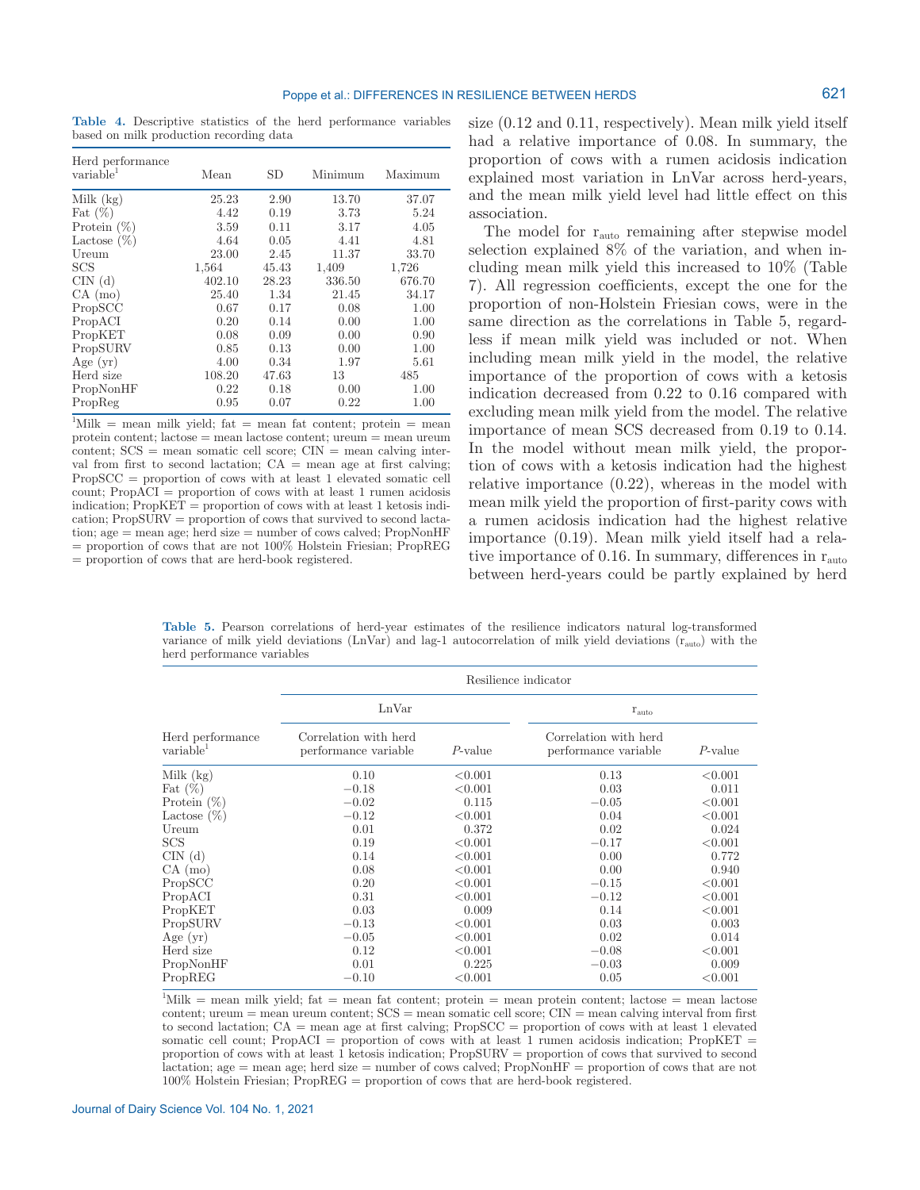**Table 4.** Descriptive statistics of the herd performance variables based on milk production recording data

| Herd performance variable[1] | Mean | SD | Minimum | Maximum |
|---|---|---|---|---|
| Milk (kg) | 25.23 | 2.90 | 13.70 | 37.07 |
| Fat (%) | 4.42 | 0.19 | 3.73 | 5.24 |
| Protein (%) | 3.59 | 0.11 | 3.17 | 4.05 |
| Lactose (%) | 4.64 | 0.05 | 4.41 | 4.81 |
| Ureum | 23.00 | 2.45 | 11.37 | 33.70 |
| SCS | 1,564 | 45.43 | 1,409 | 1,726 |
| CIN (d) | 402.10 | 28.23 | 336.50 | 676.70 |
| CA (mo) | 25.40 | 1.34 | 21.45 | 34.17 |
| PropSCC | 0.67 | 0.17 | 0.08 | 1.00 |
| PropACI | 0.20 | 0.14 | 0.00 | 1.00 |
| PropKET | 0.08 | 0.09 | 0.00 | 0.90 |
| PropSURV | 0.85 | 0.13 | 0.00 | 1.00 |
| Age (yr) | 4.00 | 0.34 | 1.97 | 5.61 |
| Herd size | 108.20 | 47.63 | 13 | 485 |
| PropNonHF | 0.22 | 0.18 | 0.00 | 1.00 |
| PropReg | 0.95 | 0.07 | 0.22 | 1.00 |

[1]Milk = mean milk yield; fat = mean fat content; protein = mean protein content; lactose = mean lactose content; ureum = mean ureum content; SCS = mean somatic cell score; CIN = mean calving interval from first to second lactation; CA = mean age at first calving; PropSCC = proportion of cows with at least 1 elevated somatic cell count; PropACI = proportion of cows with at least 1 rumen acidosis indication; PropKET = proportion of cows with at least 1 ketosis indication; PropSURV = proportion of cows that survived to second lactation; age = mean age; herd size = number of cows calved; PropNonHF = proportion of cows that are not 100% Holstein Friesian; PropREG = proportion of cows that are herd-book registered.

size (0.12 and 0.11, respectively). Mean milk yield itself had a relative importance of 0.08. In summary, the proportion of cows with a rumen acidosis indication explained most variation in LnVar across herd-years, and the mean milk yield level had little effect on this association.

The model for $r_{auto}$ remaining after stepwise model selection explained 8% of the variation, and when including mean milk yield this increased to 10% (Table 7). All regression coefficients, except the one for the proportion of non-Holstein Friesian cows, were in the same direction as the correlations in Table 5, regardless if mean milk yield was included or not. When including mean milk yield in the model, the relative importance of the proportion of cows with a ketosis indication decreased from 0.22 to 0.16 compared with excluding mean milk yield from the model. The relative importance of mean SCS decreased from 0.19 to 0.14. In the model without mean milk yield, the proportion of cows with a ketosis indication had the highest relative importance (0.22), whereas in the model with mean milk yield the proportion of first-parity cows with a rumen acidosis indication had the highest relative importance (0.19). Mean milk yield itself had a relative importance of 0.16. In summary, differences in $r_{auto}$ between herd-years could be partly explained by herd

**Table 5.** Pearson correlations of herd-year estimates of the resilience indicators natural log-transformed variance of milk yield deviations (LnVar) and lag-1 autocorrelation of milk yield deviations ($r_{auto}$) with the herd performance variables

| | Resilience indicator | | | |
|---|---|---|---|---|
| | LnVar | | $r_{auto}$ | |
| Herd performance variable[1] | Correlation with herd performance variable | *P*-value | Correlation with herd performance variable | *P*-value |
| Milk (kg) | 0.10 | <0.001 | 0.13 | <0.001 |
| Fat (%) | −0.18 | <0.001 | 0.03 | 0.011 |
| Protein (%) | −0.02 | 0.115 | −0.05 | <0.001 |
| Lactose (%) | −0.12 | <0.001 | 0.04 | <0.001 |
| Ureum | 0.01 | 0.372 | 0.02 | 0.024 |
| SCS | 0.19 | <0.001 | −0.17 | <0.001 |
| CIN (d) | 0.14 | <0.001 | 0.00 | 0.772 |
| CA (mo) | 0.08 | <0.001 | 0.00 | 0.940 |
| PropSCC | 0.20 | <0.001 | −0.15 | <0.001 |
| PropACI | 0.31 | <0.001 | −0.12 | <0.001 |
| PropKET | 0.03 | 0.009 | 0.14 | <0.001 |
| PropSURV | −0.13 | <0.001 | 0.03 | 0.003 |
| Age (yr) | −0.05 | <0.001 | 0.02 | 0.014 |
| Herd size | 0.12 | <0.001 | −0.08 | <0.001 |
| PropNonHF | 0.01 | 0.225 | −0.03 | 0.009 |
| PropREG | −0.10 | <0.001 | 0.05 | <0.001 |

[1]Milk = mean milk yield; fat = mean fat content; protein = mean protein content; lactose = mean lactose content; ureum = mean ureum content; SCS = mean somatic cell score; CIN = mean calving interval from first to second lactation; CA = mean age at first calving; PropSCC = proportion of cows with at least 1 elevated somatic cell count; PropACI = proportion of cows with at least 1 rumen acidosis indication; PropKET = proportion of cows with at least 1 ketosis indication; PropSURV = proportion of cows that survived to second lactation; age = mean age; herd size = number of cows calved; PropNonHF = proportion of cows that are not 100% Holstein Friesian; PropREG = proportion of cows that are herd-book registered.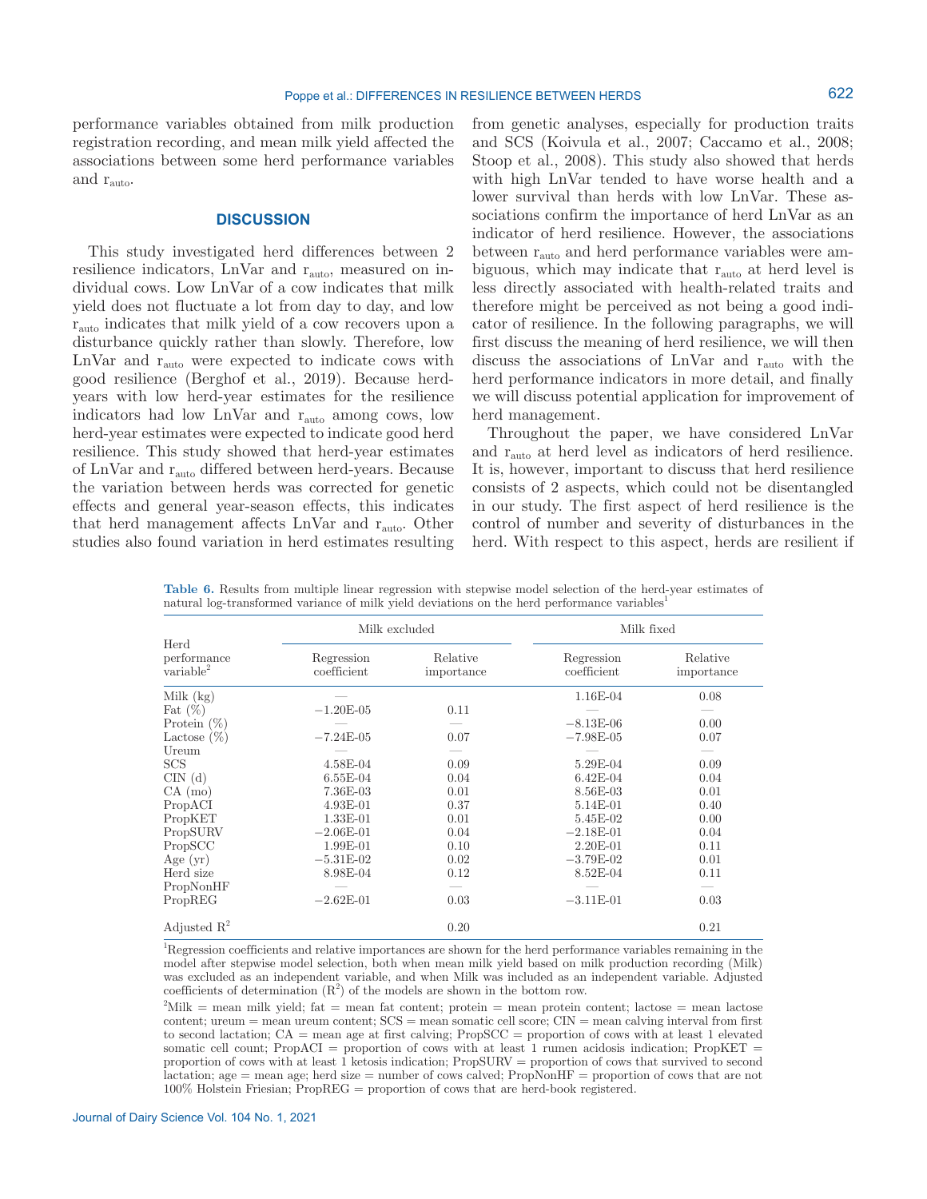performance variables obtained from milk production registration recording, and mean milk yield affected the associations between some herd performance variables and $r_{auto}$.

## DISCUSSION

This study investigated herd differences between 2 resilience indicators, LnVar and $r_{auto}$, measured on individual cows. Low LnVar of a cow indicates that milk yield does not fluctuate a lot from day to day, and low $r_{auto}$ indicates that milk yield of a cow recovers upon a disturbance quickly rather than slowly. Therefore, low LnVar and $r_{auto}$ were expected to indicate cows with good resilience (Berghof et al., 2019). Because herd-years with low herd-year estimates for the resilience indicators had low LnVar and $r_{auto}$ among cows, low herd-year estimates were expected to indicate good herd resilience. This study showed that herd-year estimates of LnVar and $r_{auto}$ differed between herd-years. Because the variation between herds was corrected for genetic effects and general year-season effects, this indicates that herd management affects LnVar and $r_{auto}$. Other studies also found variation in herd estimates resulting from genetic analyses, especially for production traits and SCS (Koivula et al., 2007; Caccamo et al., 2008; Stoop et al., 2008). This study also showed that herds with high LnVar tended to have worse health and a lower survival than herds with low LnVar. These associations confirm the importance of herd LnVar as an indicator of herd resilience. However, the associations between $r_{auto}$ and herd performance variables were ambiguous, which may indicate that $r_{auto}$ at herd level is less directly associated with health-related traits and therefore might be perceived as not being a good indicator of resilience. In the following paragraphs, we will first discuss the meaning of herd resilience, we will then discuss the associations of LnVar and $r_{auto}$ with the herd performance indicators in more detail, and finally we will discuss potential application for improvement of herd management.

Throughout the paper, we have considered LnVar and $r_{auto}$ at herd level as indicators of herd resilience. It is, however, important to discuss that herd resilience consists of 2 aspects, which could not be disentangled in our study. The first aspect of herd resilience is the control of number and severity of disturbances in the herd. With respect to this aspect, herds are resilient if

**Table 6.** Results from multiple linear regression with stepwise model selection of the herd-year estimates of natural log-transformed variance of milk yield deviations on the herd performance variables[1]

| Herd performance variable[2] | Milk excluded | | Milk fixed | |
|---|---|---|---|---|
| | Regression coefficient | Relative importance | Regression coefficient | Relative importance |
| Milk (kg) | — | | 1.16E-04 | 0.08 |
| Fat (%) | −1.20E-05 | 0.11 | — | — |
| Protein (%) | — | — | −8.13E-06 | 0.00 |
| Lactose (%) | −7.24E-05 | 0.07 | −7.98E-05 | 0.07 |
| Ureum | — | — | — | — |
| SCS | 4.58E-04 | 0.09 | 5.29E-04 | 0.09 |
| CIN (d) | 6.55E-04 | 0.04 | 6.42E-04 | 0.04 |
| CA (mo) | 7.36E-03 | 0.01 | 8.56E-03 | 0.01 |
| PropACI | 4.93E-01 | 0.37 | 5.14E-01 | 0.40 |
| PropKET | 1.33E-01 | 0.01 | 5.45E-02 | 0.00 |
| PropSURV | −2.06E-01 | 0.04 | −2.18E-01 | 0.04 |
| PropSCC | 1.99E-01 | 0.10 | 2.20E-01 | 0.11 |
| Age (yr) | −5.31E-02 | 0.02 | −3.79E-02 | 0.01 |
| Herd size | 8.98E-04 | 0.12 | 8.52E-04 | 0.11 |
| PropNonHF | — | — | — | — |
| PropREG | −2.62E-01 | 0.03 | −3.11E-01 | 0.03 |
| Adjusted $R^2$ | | 0.20 | | 0.21 |

[1]Regression coefficients and relative importances are shown for the herd performance variables remaining in the model after stepwise model selection, both when mean milk yield based on milk production recording (Milk) was excluded as an independent variable, and when Milk was included as an independent variable. Adjusted coefficients of determination ($R^2$) of the models are shown in the bottom row.

[2]Milk = mean milk yield; fat = mean fat content; protein = mean protein content; lactose = mean lactose content; ureum = mean ureum content; SCS = mean somatic cell score; CIN = mean calving interval from first to second lactation; CA = mean age at first calving; PropSCC = proportion of cows with at least 1 elevated somatic cell count; PropACI = proportion of cows with at least 1 rumen acidosis indication; PropKET = proportion of cows with at least 1 ketosis indication; PropSURV = proportion of cows that survived to second lactation; age = mean age; herd size = number of cows calved; PropNonHF = proportion of cows that are not 100% Holstein Friesian; PropREG = proportion of cows that are herd-book registered.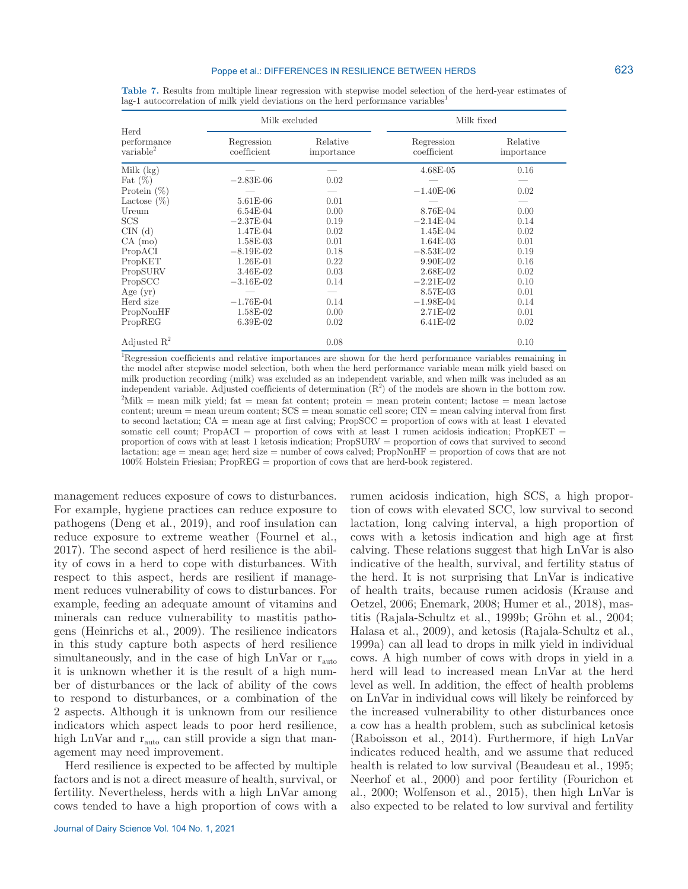**Table 7.** Results from multiple linear regression with stepwise model selection of the herd-year estimates of lag-1 autocorrelation of milk yield deviations on the herd performance variables[1]

| Herd performance variable[2] | Milk excluded | | Milk fixed | |
|---|---|---|---|---|
| | Regression coefficient | Relative importance | Regression coefficient | Relative importance |
| Milk (kg) | — | — | 4.68E-05 | 0.16 |
| Fat (%) | −2.83E-06 | 0.02 | — | — |
| Protein (%) | — | — | −1.40E-06 | 0.02 |
| Lactose (%) | 5.61E-06 | 0.01 | — | — |
| Ureum | 6.54E-04 | 0.00 | 8.76E-04 | 0.00 |
| SCS | −2.37E-04 | 0.19 | −2.14E-04 | 0.14 |
| CIN (d) | 1.47E-04 | 0.02 | 1.45E-04 | 0.02 |
| CA (mo) | 1.58E-03 | 0.01 | 1.64E-03 | 0.01 |
| PropACI | −8.19E-02 | 0.18 | −8.53E-02 | 0.19 |
| PropKET | 1.26E-01 | 0.22 | 9.90E-02 | 0.16 |
| PropSURV | 3.46E-02 | 0.03 | 2.68E-02 | 0.02 |
| PropSCC | −3.16E-02 | 0.14 | −2.21E-02 | 0.10 |
| Age (yr) | — | — | 8.57E-03 | 0.01 |
| Herd size | −1.76E-04 | 0.14 | −1.98E-04 | 0.14 |
| PropNonHF | 1.58E-02 | 0.00 | 2.71E-02 | 0.01 |
| PropREG | 6.39E-02 | 0.02 | 6.41E-02 | 0.02 |
| Adjusted $R^2$ | | 0.08 | | 0.10 |

[1]Regression coefficients and relative importances are shown for the herd performance variables remaining in the model after stepwise model selection, both when the herd performance variable mean milk yield based on milk production recording (milk) was excluded as an independent variable, and when milk was included as an independent variable. Adjusted coefficients of determination ($R^2$) of the models are shown in the bottom row.

[2]Milk = mean milk yield; fat = mean fat content; protein = mean protein content; lactose = mean lactose content; ureum = mean ureum content; SCS = mean somatic cell score; CIN = mean calving interval from first to second lactation; CA = mean age at first calving; PropSCC = proportion of cows with at least 1 elevated somatic cell count; PropACI = proportion of cows with at least 1 rumen acidosis indication; PropKET = proportion of cows with at least 1 ketosis indication; PropSURV = proportion of cows that survived to second lactation; age = mean age; herd size = number of cows calved; PropNonHF = proportion of cows that are not 100% Holstein Friesian; PropREG = proportion of cows that are herd-book registered.

management reduces exposure of cows to disturbances. For example, hygiene practices can reduce exposure to pathogens (Deng et al., 2019), and roof insulation can reduce exposure to extreme weather (Fournel et al., 2017). The second aspect of herd resilience is the ability of cows in a herd to cope with disturbances. With respect to this aspect, herds are resilient if management reduces vulnerability of cows to disturbances. For example, feeding an adequate amount of vitamins and minerals can reduce vulnerability to mastitis pathogens (Heinrichs et al., 2009). The resilience indicators in this study capture both aspects of herd resilience simultaneously, and in the case of high LnVar or $r_{auto}$ it is unknown whether it is the result of a high number of disturbances or the lack of ability of the cows to respond to disturbances, or a combination of the 2 aspects. Although it is unknown from our resilience indicators which aspect leads to poor herd resilience, high LnVar and $r_{auto}$ can still provide a sign that management may need improvement.

Herd resilience is expected to be affected by multiple factors and is not a direct measure of health, survival, or fertility. Nevertheless, herds with a high LnVar among cows tended to have a high proportion of cows with a rumen acidosis indication, high SCS, a high proportion of cows with elevated SCC, low survival to second lactation, long calving interval, a high proportion of cows with a ketosis indication and high age at first calving. These relations suggest that high LnVar is also indicative of the health, survival, and fertility status of the herd. It is not surprising that LnVar is indicative of health traits, because rumen acidosis (Krause and Oetzel, 2006; Enemark, 2008; Humer et al., 2018), mastitis (Rajala-Schultz et al., 1999b; Gröhn et al., 2004; Halasa et al., 2009), and ketosis (Rajala-Schultz et al., 1999a) can all lead to drops in milk yield in individual cows. A high number of cows with drops in yield in a herd will lead to increased mean LnVar at the herd level as well. In addition, the effect of health problems on LnVar in individual cows will likely be reinforced by the increased vulnerability to other disturbances once a cow has a health problem, such as subclinical ketosis (Raboisson et al., 2014). Furthermore, if high LnVar indicates reduced health, and we assume that reduced health is related to low survival (Beaudeau et al., 1995; Neerhof et al., 2000) and poor fertility (Fourichon et al., 2000; Wolfenson et al., 2015), then high LnVar is also expected to be related to low survival and fertility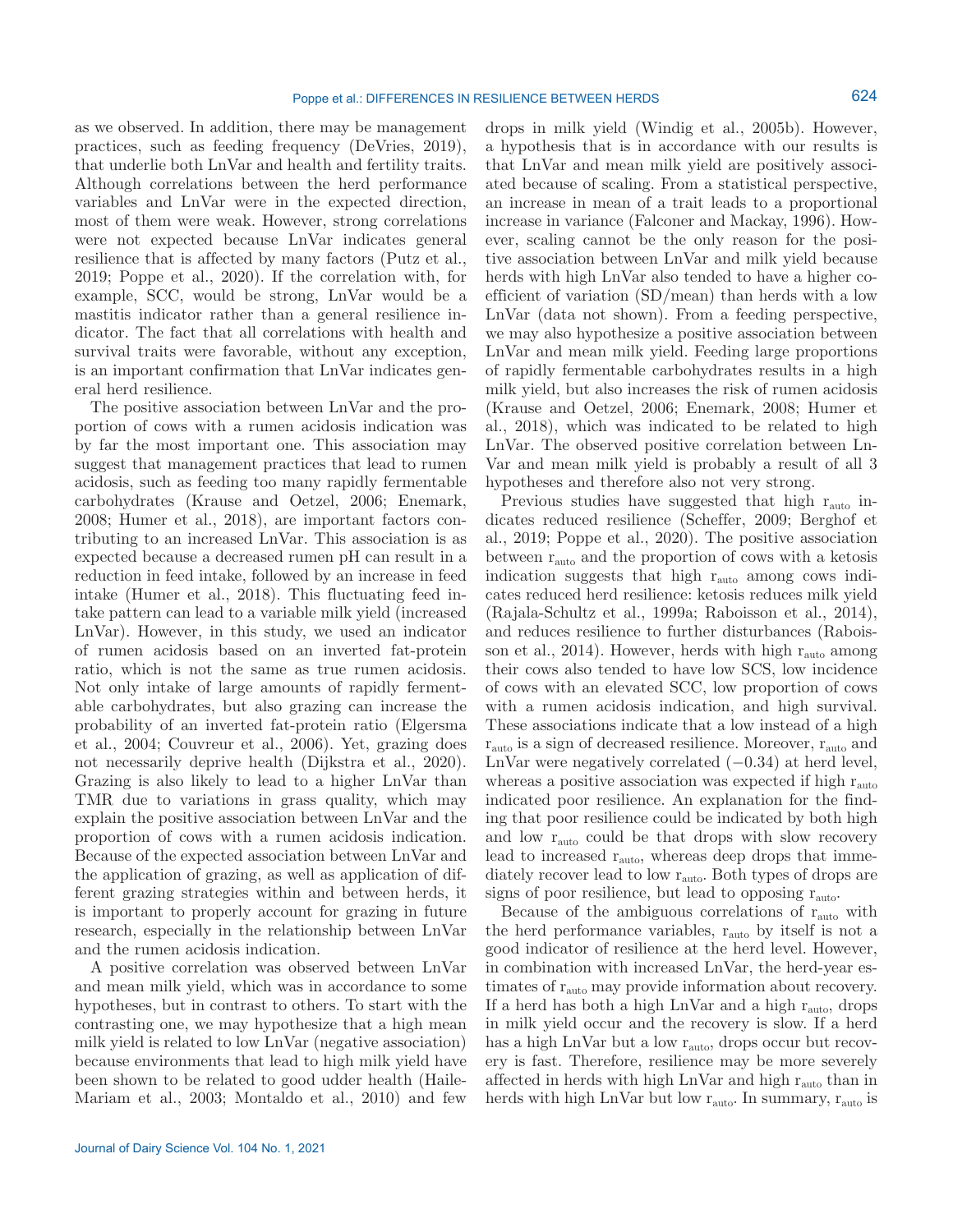as we observed. In addition, there may be management practices, such as feeding frequency (DeVries, 2019), that underlie both LnVar and health and fertility traits. Although correlations between the herd performance variables and LnVar were in the expected direction, most of them were weak. However, strong correlations were not expected because LnVar indicates general resilience that is affected by many factors (Putz et al., 2019; Poppe et al., 2020). If the correlation with, for example, SCC, would be strong, LnVar would be a mastitis indicator rather than a general resilience indicator. The fact that all correlations with health and survival traits were favorable, without any exception, is an important confirmation that LnVar indicates general herd resilience.

The positive association between LnVar and the proportion of cows with a rumen acidosis indication was by far the most important one. This association may suggest that management practices that lead to rumen acidosis, such as feeding too many rapidly fermentable carbohydrates (Krause and Oetzel, 2006; Enemark, 2008; Humer et al., 2018), are important factors contributing to an increased LnVar. This association is as expected because a decreased rumen pH can result in a reduction in feed intake, followed by an increase in feed intake (Humer et al., 2018). This fluctuating feed intake pattern can lead to a variable milk yield (increased LnVar). However, in this study, we used an indicator of rumen acidosis based on an inverted fat-protein ratio, which is not the same as true rumen acidosis. Not only intake of large amounts of rapidly fermentable carbohydrates, but also grazing can increase the probability of an inverted fat-protein ratio (Elgersma et al., 2004; Couvreur et al., 2006). Yet, grazing does not necessarily deprive health (Dijkstra et al., 2020). Grazing is also likely to lead to a higher LnVar than TMR due to variations in grass quality, which may explain the positive association between LnVar and the proportion of cows with a rumen acidosis indication. Because of the expected association between LnVar and the application of grazing, as well as application of different grazing strategies within and between herds, it is important to properly account for grazing in future research, especially in the relationship between LnVar and the rumen acidosis indication.

A positive correlation was observed between LnVar and mean milk yield, which was in accordance to some hypotheses, but in contrast to others. To start with the contrasting one, we may hypothesize that a high mean milk yield is related to low LnVar (negative association) because environments that lead to high milk yield have been shown to be related to good udder health (Haile-Mariam et al., 2003; Montaldo et al., 2010) and few drops in milk yield (Windig et al., 2005b). However, a hypothesis that is in accordance with our results is that LnVar and mean milk yield are positively associated because of scaling. From a statistical perspective, an increase in mean of a trait leads to a proportional increase in variance (Falconer and Mackay, 1996). However, scaling cannot be the only reason for the positive association between LnVar and milk yield because herds with high LnVar also tended to have a higher coefficient of variation (SD/mean) than herds with a low LnVar (data not shown). From a feeding perspective, we may also hypothesize a positive association between LnVar and mean milk yield. Feeding large proportions of rapidly fermentable carbohydrates results in a high milk yield, but also increases the risk of rumen acidosis (Krause and Oetzel, 2006; Enemark, 2008; Humer et al., 2018), which was indicated to be related to high LnVar. The observed positive correlation between LnVar and mean milk yield is probably a result of all 3 hypotheses and therefore also not very strong.

Previous studies have suggested that high $r_{auto}$ indicates reduced resilience (Scheffer, 2009; Berghof et al., 2019; Poppe et al., 2020). The positive association between $r_{auto}$ and the proportion of cows with a ketosis indication suggests that high $r_{auto}$ among cows indicates reduced herd resilience: ketosis reduces milk yield (Rajala-Schultz et al., 1999a; Raboisson et al., 2014), and reduces resilience to further disturbances (Raboisson et al., 2014). However, herds with high $r_{auto}$ among their cows also tended to have low SCS, low incidence of cows with an elevated SCC, low proportion of cows with a rumen acidosis indication, and high survival. These associations indicate that a low instead of a high $r_{auto}$ is a sign of decreased resilience. Moreover, $r_{auto}$ and LnVar were negatively correlated (−0.34) at herd level, whereas a positive association was expected if high $r_{auto}$ indicated poor resilience. An explanation for the finding that poor resilience could be indicated by both high and low $r_{auto}$ could be that drops with slow recovery lead to increased $r_{auto}$, whereas deep drops that immediately recover lead to low $r_{auto}$. Both types of drops are signs of poor resilience, but lead to opposing $r_{auto}$.

Because of the ambiguous correlations of $r_{auto}$ with the herd performance variables, $r_{auto}$ by itself is not a good indicator of resilience at the herd level. However, in combination with increased LnVar, the herd-year estimates of $r_{auto}$ may provide information about recovery. If a herd has both a high LnVar and a high $r_{auto}$, drops in milk yield occur and the recovery is slow. If a herd has a high LnVar but a low $r_{auto}$, drops occur but recovery is fast. Therefore, resilience may be more severely affected in herds with high LnVar and high $r_{auto}$ than in herds with high LnVar but low $r_{auto}$. In summary, $r_{auto}$ is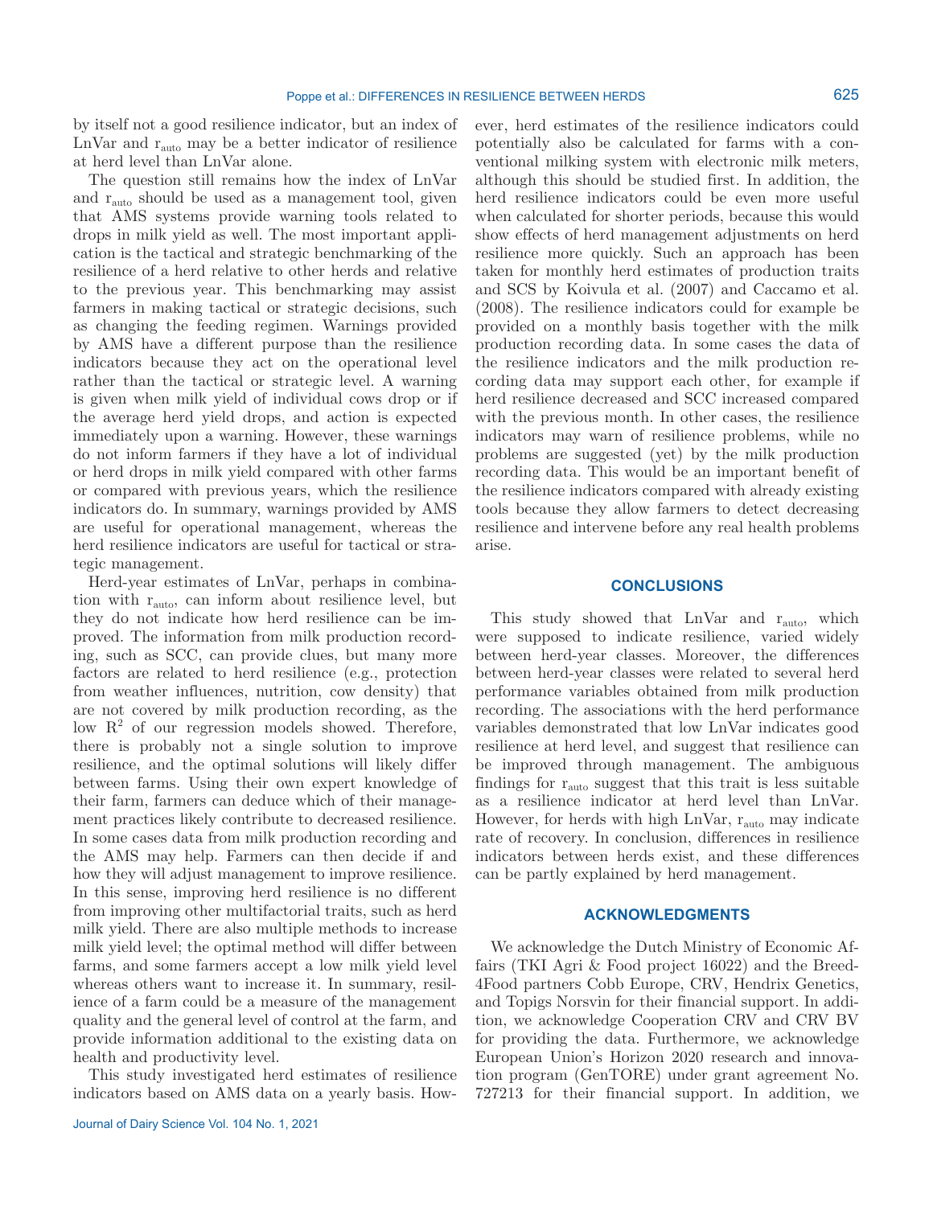by itself not a good resilience indicator, but an index of LnVar and $r_{auto}$ may be a better indicator of resilience at herd level than LnVar alone.

The question still remains how the index of LnVar and $r_{auto}$ should be used as a management tool, given that AMS systems provide warning tools related to drops in milk yield as well. The most important application is the tactical and strategic benchmarking of the resilience of a herd relative to other herds and relative to the previous year. This benchmarking may assist farmers in making tactical or strategic decisions, such as changing the feeding regimen. Warnings provided by AMS have a different purpose than the resilience indicators because they act on the operational level rather than the tactical or strategic level. A warning is given when milk yield of individual cows drop or if the average herd yield drops, and action is expected immediately upon a warning. However, these warnings do not inform farmers if they have a lot of individual or herd drops in milk yield compared with other farms or compared with previous years, which the resilience indicators do. In summary, warnings provided by AMS are useful for operational management, whereas the herd resilience indicators are useful for tactical or strategic management.

Herd-year estimates of LnVar, perhaps in combination with $r_{auto}$, can inform about resilience level, but they do not indicate how herd resilience can be improved. The information from milk production recording, such as SCC, can provide clues, but many more factors are related to herd resilience (e.g., protection from weather influences, nutrition, cow density) that are not covered by milk production recording, as the low $R^2$ of our regression models showed. Therefore, there is probably not a single solution to improve resilience, and the optimal solutions will likely differ between farms. Using their own expert knowledge of their farm, farmers can deduce which of their management practices likely contribute to decreased resilience. In some cases data from milk production recording and the AMS may help. Farmers can then decide if and how they will adjust management to improve resilience. In this sense, improving herd resilience is no different from improving other multifactorial traits, such as herd milk yield. There are also multiple methods to increase milk yield level; the optimal method will differ between farms, and some farmers accept a low milk yield level whereas others want to increase it. In summary, resilience of a farm could be a measure of the management quality and the general level of control at the farm, and provide information additional to the existing data on health and productivity level.

This study investigated herd estimates of resilience indicators based on AMS data on a yearly basis. However, herd estimates of the resilience indicators could potentially also be calculated for farms with a conventional milking system with electronic milk meters, although this should be studied first. In addition, the herd resilience indicators could be even more useful when calculated for shorter periods, because this would show effects of herd management adjustments on herd resilience more quickly. Such an approach has been taken for monthly herd estimates of production traits and SCS by Koivula et al. (2007) and Caccamo et al. (2008). The resilience indicators could for example be provided on a monthly basis together with the milk production recording data. In some cases the data of the resilience indicators and the milk production recording data may support each other, for example if herd resilience decreased and SCC increased compared with the previous month. In other cases, the resilience indicators may warn of resilience problems, while no problems are suggested (yet) by the milk production recording data. This would be an important benefit of the resilience indicators compared with already existing tools because they allow farmers to detect decreasing resilience and intervene before any real health problems arise.

## CONCLUSIONS

This study showed that LnVar and $r_{auto}$, which were supposed to indicate resilience, varied widely between herd-year classes. Moreover, the differences between herd-year classes were related to several herd performance variables obtained from milk production recording. The associations with the herd performance variables demonstrated that low LnVar indicates good resilience at herd level, and suggest that resilience can be improved through management. The ambiguous findings for $r_{auto}$ suggest that this trait is less suitable as a resilience indicator at herd level than LnVar. However, for herds with high LnVar, $r_{auto}$ may indicate rate of recovery. In conclusion, differences in resilience indicators between herds exist, and these differences can be partly explained by herd management.

## ACKNOWLEDGMENTS

We acknowledge the Dutch Ministry of Economic Affairs (TKI Agri & Food project 16022) and the Breed4Food partners Cobb Europe, CRV, Hendrix Genetics, and Topigs Norsvin for their financial support. In addition, we acknowledge Cooperation CRV and CRV BV for providing the data. Furthermore, we acknowledge European Union's Horizon 2020 research and innovation program (GenTORE) under grant agreement No. 727213 for their financial support. In addition, we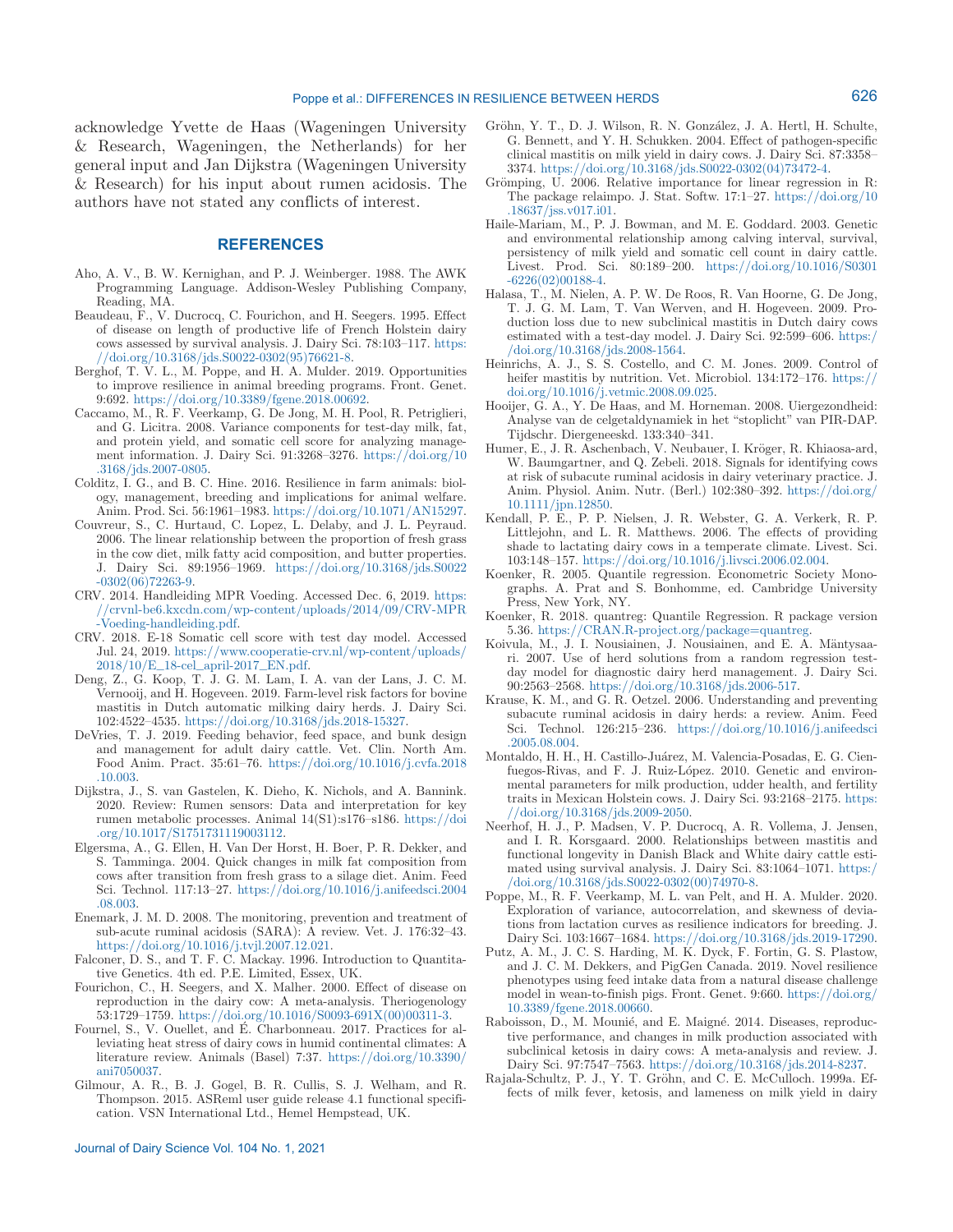acknowledge Yvette de Haas (Wageningen University & Research, Wageningen, the Netherlands) for her general input and Jan Dijkstra (Wageningen University & Research) for his input about rumen acidosis. The authors have not stated any conflicts of interest.

## REFERENCES

Aho, A. V., B. W. Kernighan, and P. J. Weinberger. 1988. The AWK Programming Language. Addison-Wesley Publishing Company, Reading, MA.

Beaudeau, F., V. Ducrocq, C. Fourichon, and H. Seegers. 1995. Effect of disease on length of productive life of French Holstein dairy cows assessed by survival analysis. J. Dairy Sci. 78:103–117. https://doi.org/10.3168/jds.S0022-0302(95)76621-8.

Berghof, T. V. L., M. Poppe, and H. A. Mulder. 2019. Opportunities to improve resilience in animal breeding programs. Front. Genet. 9:692. https://doi.org/10.3389/fgene.2018.00692.

Caccamo, M., R. F. Veerkamp, G. De Jong, M. H. Pool, R. Petriglieri, and G. Licitra. 2008. Variance components for test-day milk, fat, and protein yield, and somatic cell score for analyzing management information. J. Dairy Sci. 91:3268–3276. https://doi.org/10.3168/jds.2007-0805.

Colditz, I. G., and B. C. Hine. 2016. Resilience in farm animals: biology, management, breeding and implications for animal welfare. Anim. Prod. Sci. 56:1961–1983. https://doi.org/10.1071/AN15297.

Couvreur, S., C. Hurtaud, C. Lopez, L. Delaby, and J. L. Peyraud. 2006. The linear relationship between the proportion of fresh grass in the cow diet, milk fatty acid composition, and butter properties. J. Dairy Sci. 89:1956–1969. https://doi.org/10.3168/jds.S0022-0302(06)72263-9.

CRV. 2014. Handleiding MPR Voeding. Accessed Dec. 6, 2019. https://crvnl-be6.kxcdn.com/wp-content/uploads/2014/09/CRV-MPR-Voeding-handleiding.pdf.

CRV. 2018. E-18 Somatic cell score with test day model. Accessed Jul. 24, 2019. https://www.cooperatie-crv.nl/wp-content/uploads/2018/10/E_18-cel_april-2017_EN.pdf.

Deng, Z., G. Koop, T. J. G. M. Lam, I. A. van der Lans, J. C. M. Vernooij, and H. Hogeveen. 2019. Farm-level risk factors for bovine mastitis in Dutch automatic milking dairy herds. J. Dairy Sci. 102:4522–4535. https://doi.org/10.3168/jds.2018-15327.

DeVries, T. J. 2019. Feeding behavior, feed space, and bunk design and management for adult dairy cattle. Vet. Clin. North Am. Food Anim. Pract. 35:61–76. https://doi.org/10.1016/j.cvfa.2018.10.003.

Dijkstra, J., S. van Gastelen, K. Dieho, K. Nichols, and A. Bannink. 2020. Review: Rumen sensors: Data and interpretation for key rumen metabolic processes. Animal 14(S1):s176–s186. https://doi.org/10.1017/S1751731119003112.

Elgersma, A., G. Ellen, H. Van Der Horst, H. Boer, P. R. Dekker, and S. Tamminga. 2004. Quick changes in milk fat composition from cows after transition from fresh grass to a silage diet. Anim. Feed Sci. Technol. 117:13–27. https://doi.org/10.1016/j.anifeedsci.2004.08.003.

Enemark, J. M. D. 2008. The monitoring, prevention and treatment of sub-acute ruminal acidosis (SARA): A review. Vet. J. 176:32–43. https://doi.org/10.1016/j.tvjl.2007.12.021.

Falconer, D. S., and T. F. C. Mackay. 1996. Introduction to Quantitative Genetics. 4th ed. P.E. Limited, Essex, UK.

Fourichon, C., H. Seegers, and X. Malher. 2000. Effect of disease on reproduction in the dairy cow: A meta-analysis. Theriogenology 53:1729–1759. https://doi.org/10.1016/S0093-691X(00)00311-3.

Fournel, S., V. Ouellet, and É. Charbonneau. 2017. Practices for alleviating heat stress of dairy cows in humid continental climates: A literature review. Animals (Basel) 7:37. https://doi.org/10.3390/ani7050037.

Gilmour, A. R., B. J. Gogel, B. R. Cullis, S. J. Welham, and R. Thompson. 2015. ASReml user guide release 4.1 functional specification. VSN International Ltd., Hemel Hempstead, UK.

Gröhn, Y. T., D. J. Wilson, R. N. González, J. A. Hertl, H. Schulte, G. Bennett, and Y. H. Schukken. 2004. Effect of pathogen-specific clinical mastitis on milk yield in dairy cows. J. Dairy Sci. 87:3358–3374. https://doi.org/10.3168/jds.S0022-0302(04)73472-4.

Grömping, U. 2006. Relative importance for linear regression in R: The package relaimpo. J. Stat. Softw. 17:1–27. https://doi.org/10.18637/jss.v017.i01.

Haile-Mariam, M., P. J. Bowman, and M. E. Goddard. 2003. Genetic and environmental relationship among calving interval, survival, persistency of milk yield and somatic cell count in dairy cattle. Livest. Prod. Sci. 80:189–200. https://doi.org/10.1016/S0301-6226(02)00188-4.

Halasa, T., M. Nielen, A. P. W. De Roos, R. Van Hoorne, G. De Jong, T. J. G. M. Lam, T. Van Werven, and H. Hogeveen. 2009. Production loss due to new subclinical mastitis in Dutch dairy cows estimated with a test-day model. J. Dairy Sci. 92:599–606. https://doi.org/10.3168/jds.2008-1564.

Heinrichs, A. J., S. S. Costello, and C. M. Jones. 2009. Control of heifer mastitis by nutrition. Vet. Microbiol. 134:172–176. https://doi.org/10.1016/j.vetmic.2008.09.025.

Hooijer, G. A., Y. De Haas, and M. Horneman. 2008. Uiergezondheid: Analyse van de celgetaldynamiek in het "stoplicht" van PIR-DAP. Tijdschr. Diergeneeskd. 133:340–341.

Humer, E., J. R. Aschenbach, V. Neubauer, I. Kröger, R. Khiaosa-ard, W. Baumgartner, and Q. Zebeli. 2018. Signals for identifying cows at risk of subacute ruminal acidosis in dairy veterinary practice. J. Anim. Physiol. Anim. Nutr. (Berl.) 102:380–392. https://doi.org/10.1111/jpn.12850.

Kendall, P. E., P. P. Nielsen, J. R. Webster, G. A. Verkerk, R. P. Littlejohn, and L. R. Matthews. 2006. The effects of providing shade to lactating dairy cows in a temperate climate. Livest. Sci. 103:148–157. https://doi.org/10.1016/j.livsci.2006.02.004.

Koenker, R. 2005. Quantile regression. Econometric Society Monographs. A. Prat and S. Bonhomme, ed. Cambridge University Press, New York, NY.

Koenker, R. 2018. quantreg: Quantile Regression. R package version 5.36. https://CRAN.R-project.org/package=quantreg.

Koivula, M., J. I. Nousiainen, J. Nousiainen, and E. A. Mäntysaari. 2007. Use of herd solutions from a random regression test-day model for diagnostic dairy herd management. J. Dairy Sci. 90:2563–2568. https://doi.org/10.3168/jds.2006-517.

Krause, K. M., and G. R. Oetzel. 2006. Understanding and preventing subacute ruminal acidosis in dairy herds: a review. Anim. Feed Sci. Technol. 126:215–236. https://doi.org/10.1016/j.anifeedsci.2005.08.004.

Montaldo, H. H., H. Castillo-Juárez, M. Valencia-Posadas, E. G. Cienfuegos-Rivas, and F. J. Ruiz-López. 2010. Genetic and environmental parameters for milk production, udder health, and fertility traits in Mexican Holstein cows. J. Dairy Sci. 93:2168–2175. https://doi.org/10.3168/jds.2009-2050.

Neerhof, H. J., P. Madsen, V. P. Ducrocq, A. R. Vollema, J. Jensen, and I. R. Korsgaard. 2000. Relationships between mastitis and functional longevity in Danish Black and White dairy cattle estimated using survival analysis. J. Dairy Sci. 83:1064–1071. https://doi.org/10.3168/jds.S0022-0302(00)74970-8.

Poppe, M., R. F. Veerkamp, M. L. van Pelt, and H. A. Mulder. 2020. Exploration of variance, autocorrelation, and skewness of deviations from lactation curves as resilience indicators for breeding. J. Dairy Sci. 103:1667–1684. https://doi.org/10.3168/jds.2019-17290.

Putz, A. M., J. C. S. Harding, M. K. Dyck, F. Fortin, G. S. Plastow, and J. C. M. Dekkers, and PigGen Canada. 2019. Novel resilience phenotypes using feed intake data from a natural disease challenge model in wean-to-finish pigs. Front. Genet. 9:660. https://doi.org/10.3389/fgene.2018.00660.

Raboisson, D., M. Mounié, and E. Maigné. 2014. Diseases, reproductive performance, and changes in milk production associated with subclinical ketosis in dairy cows: A meta-analysis and review. J. Dairy Sci. 97:7547–7563. https://doi.org/10.3168/jds.2014-8237.

Rajala-Schultz, P. J., Y. T. Gröhn, and C. E. McCulloch. 1999a. Effects of milk fever, ketosis, and lameness on milk yield in dairy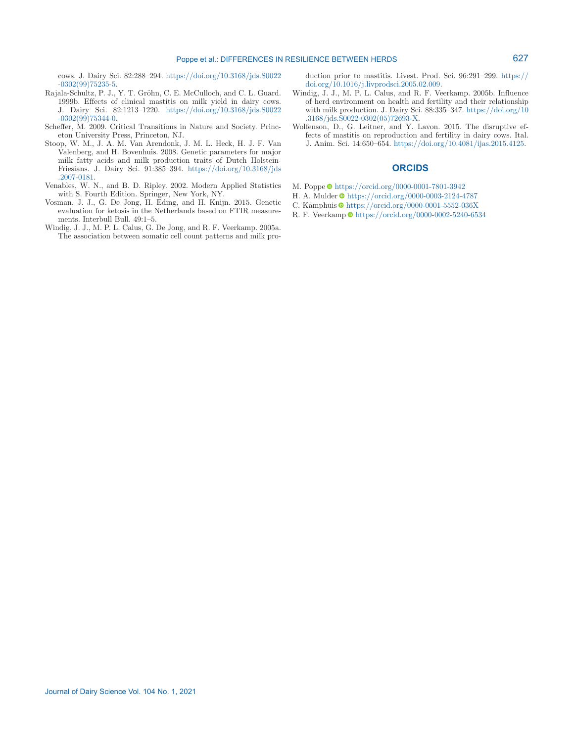cows. J. Dairy Sci. 82:288–294. https://doi.org/10.3168/jds.S0022-0302(99)75235-5.

Rajala-Schultz, P. J., Y. T. Gröhn, C. E. McCulloch, and C. L. Guard. 1999b. Effects of clinical mastitis on milk yield in dairy cows. J. Dairy Sci. 82:1213–1220. https://doi.org/10.3168/jds.S0022-0302(99)75344-0.

Scheffer, M. 2009. Critical Transitions in Nature and Society. Princeton University Press, Princeton, NJ.

Stoop, W. M., J. A. M. Van Arendonk, J. M. L. Heck, H. J. F. Van Valenberg, and H. Bovenhuis. 2008. Genetic parameters for major milk fatty acids and milk production traits of Dutch Holstein-Friesians. J. Dairy Sci. 91:385–394. https://doi.org/10.3168/jds.2007-0181.

Venables, W. N., and B. D. Ripley. 2002. Modern Applied Statistics with S. Fourth Edition. Springer, New York, NY.

Vosman, J. J., G. De Jong, H. Eding, and H. Knijn. 2015. Genetic evaluation for ketosis in the Netherlands based on FTIR measurements. Interbull Bull. 49:1–5.

Windig, J. J., M. P. L. Calus, G. De Jong, and R. F. Veerkamp. 2005a. The association between somatic cell count patterns and milk production prior to mastitis. Livest. Prod. Sci. 96:291–299. https://doi.org/10.1016/j.livprodsci.2005.02.009.

Windig, J. J., M. P. L. Calus, and R. F. Veerkamp. 2005b. Influence of herd environment on health and fertility and their relationship with milk production. J. Dairy Sci. 88:335–347. https://doi.org/10.3168/jds.S0022-0302(05)72693-X.

Wolfenson, D., G. Leitner, and Y. Lavon. 2015. The disruptive effects of mastitis on reproduction and fertility in dairy cows. Ital. J. Anim. Sci. 14:650–654. https://doi.org/10.4081/ijas.2015.4125.

## ORCIDS

M. Poppe https://orcid.org/0000-0001-7801-3942
H. A. Mulder https://orcid.org/0000-0003-2124-4787
C. Kamphuis https://orcid.org/0000-0001-5552-036X
R. F. Veerkamp https://orcid.org/0000-0002-5240-6534